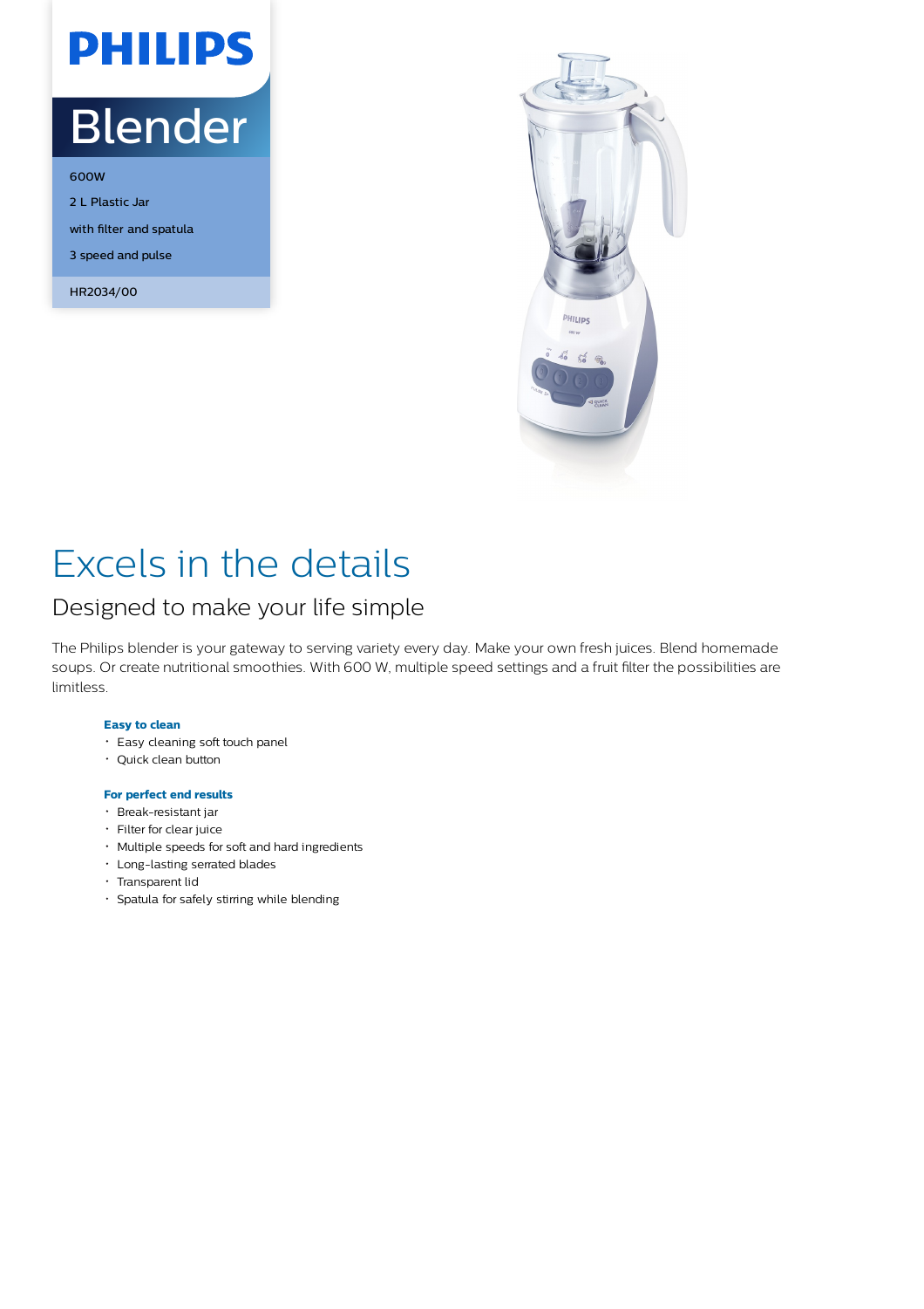PHILIPS

# Blender

600W

2 L Plastic Jar

with filter and spatula

3 speed and pulse

HR2034/00

# Excels in the details

## Designed to make your life simple

The Philips blender is your gateway to serving variety every day. Make your own fresh juices. Blend homemade soups. Or create nutritional smoothies. With 600 W, multiple speed settings and a fruit filter the possibilities are limitless.

**Easy to clean**

- Easy cleaning soft touch panel
- Quick clean button

**For perfect end results**

- Break-resistant jar
- Filter for clear juice
- Multiple speeds for soft and hard ingredients
- Long-lasting serrated blades
- Transparent lid
- Spatula for safely stirring while blending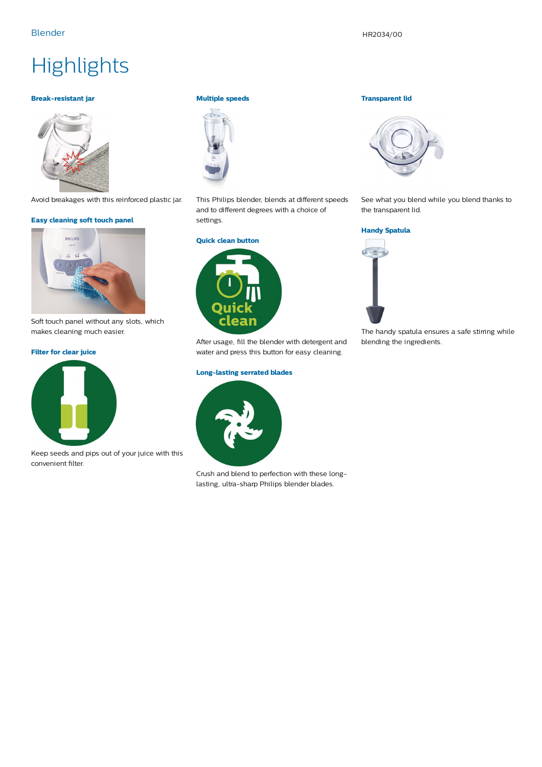# Highlights

### Break-resistant jar

Avoid breakages with this reinforced plastic jar.

### Easy cleaning soft touch panel

Soft touch panel without any slots, which makes cleaning much easier.

### Filter for clear juice

Keep seeds and pips out of your juice with this convenient filter.

### Multiple speeds

This Philips blender, blends at different speeds and to different degrees with a choice of settings.

### Quick clean button

After usage, fill the blender with detergent and water and press this button for easy cleaning.

### Long-lasting serrated blades

Crush and blend to perfection with these long-lasting, ultra-sharp Philips blender blades.

### Transparent lid

See what you blend while you blend thanks to the transparent lid.

### Handy Spatula

The handy spatula ensures a safe stirring while blending the ingredients.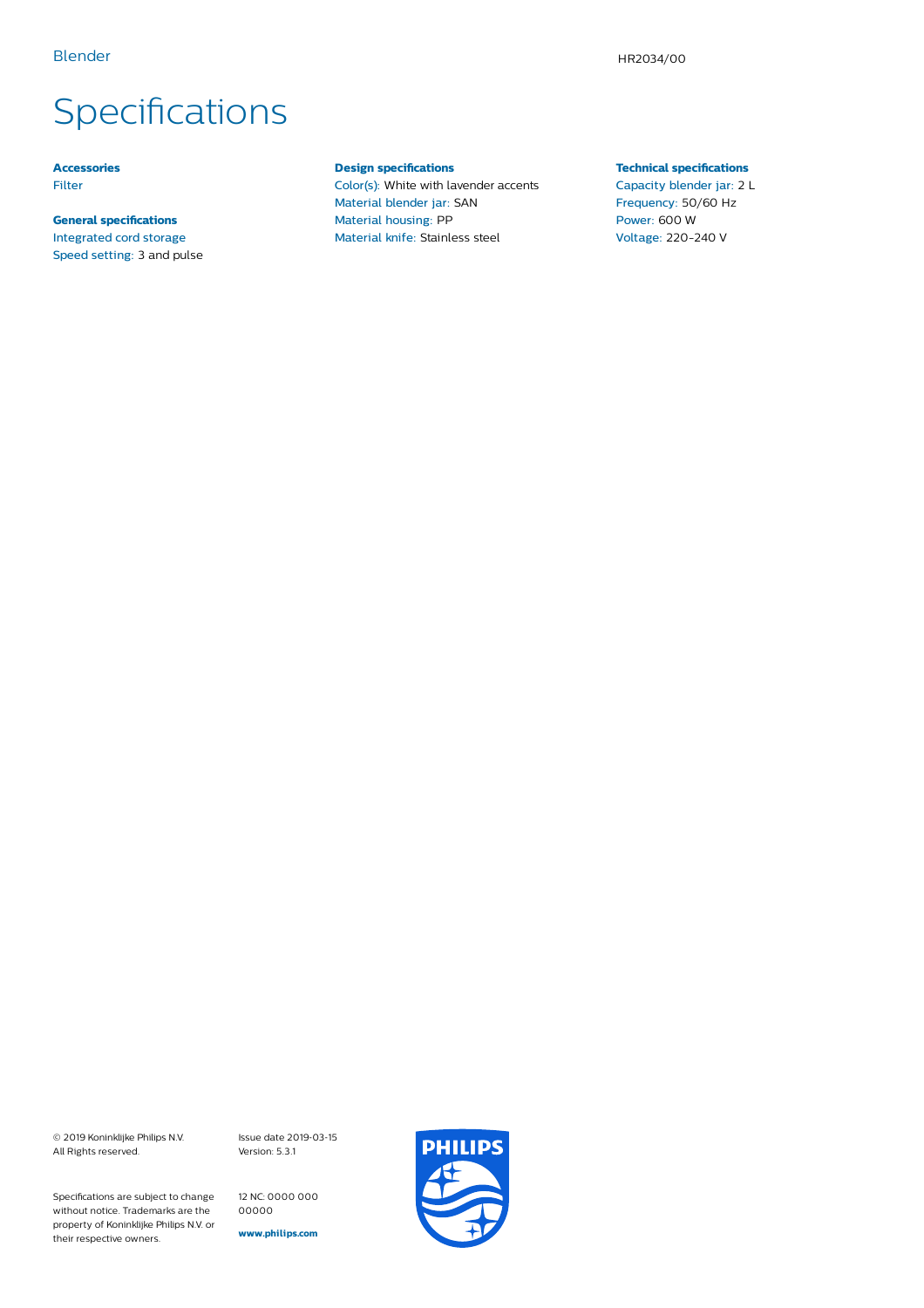# Specifications

**Accessories**

Filter

**General specifications**

Integrated cord storage

Speed setting: 3 and pulse

**Design specifications**

Color(s): White with lavender accents

Material blender jar: SAN

Material housing: PP

Material knife: Stainless steel

**Technical specifications**

Capacity blender jar: 2 L

Frequency: 50/60 Hz

Power: 600 W

Voltage: 220-240 V

© 2019 Koninklijke Philips N.V.
All Rights reserved.

Specifications are subject to change without notice. Trademarks are the property of Koninklijke Philips N.V. or their respective owners.

Issue date 2019-03-15
Version: 5.3.1

12 NC: 0000 000 00000

**www.philips.com**